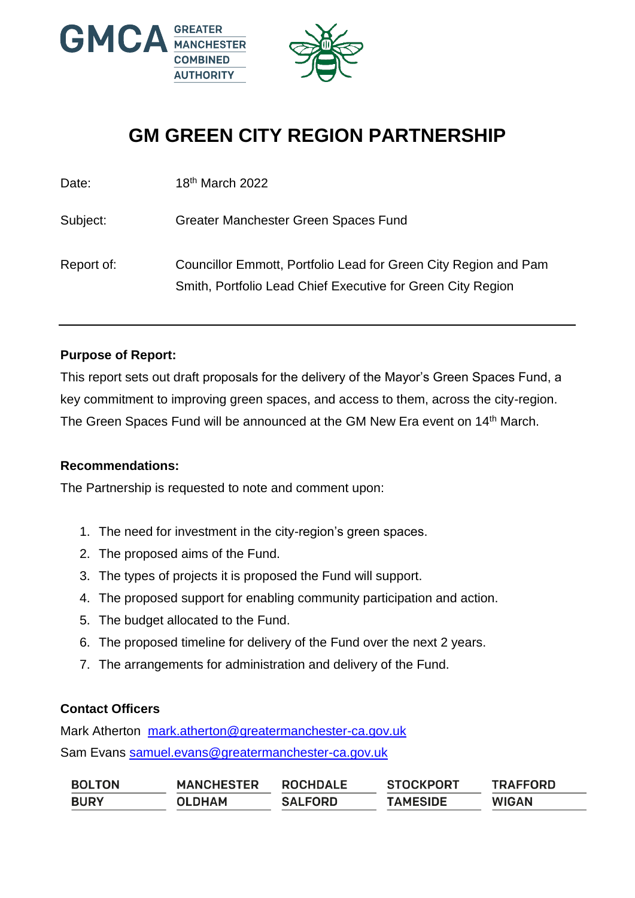GMCA GREATER MANCHESTER COMBINED AUTHORITY

# GM GREEN CITY REGION PARTNERSHIP

Date: 18th March 2022

Subject: Greater Manchester Green Spaces Fund

Report of: Councillor Emmott, Portfolio Lead for Green City Region and Pam Smith, Portfolio Lead Chief Executive for Green City Region

---

**Purpose of Report:**

This report sets out draft proposals for the delivery of the Mayor's Green Spaces Fund, a key commitment to improving green spaces, and access to them, across the city-region. The Green Spaces Fund will be announced at the GM New Era event on 14th March.

**Recommendations:**

The Partnership is requested to note and comment upon:

1. The need for investment in the city-region's green spaces.
2. The proposed aims of the Fund.
3. The types of projects it is proposed the Fund will support.
4. The proposed support for enabling community participation and action.
5. The budget allocated to the Fund.
6. The proposed timeline for delivery of the Fund over the next 2 years.
7. The arrangements for administration and delivery of the Fund.

**Contact Officers**

Mark Atherton mark.atherton@greatermanchester-ca.gov.uk

Sam Evans samuel.evans@greatermanchester-ca.gov.uk

| BOLTON | MANCHESTER | ROCHDALE | STOCKPORT | TRAFFORD |
|---|---|---|---|---|
| BURY | OLDHAM | SALFORD | TAMESIDE | WIGAN |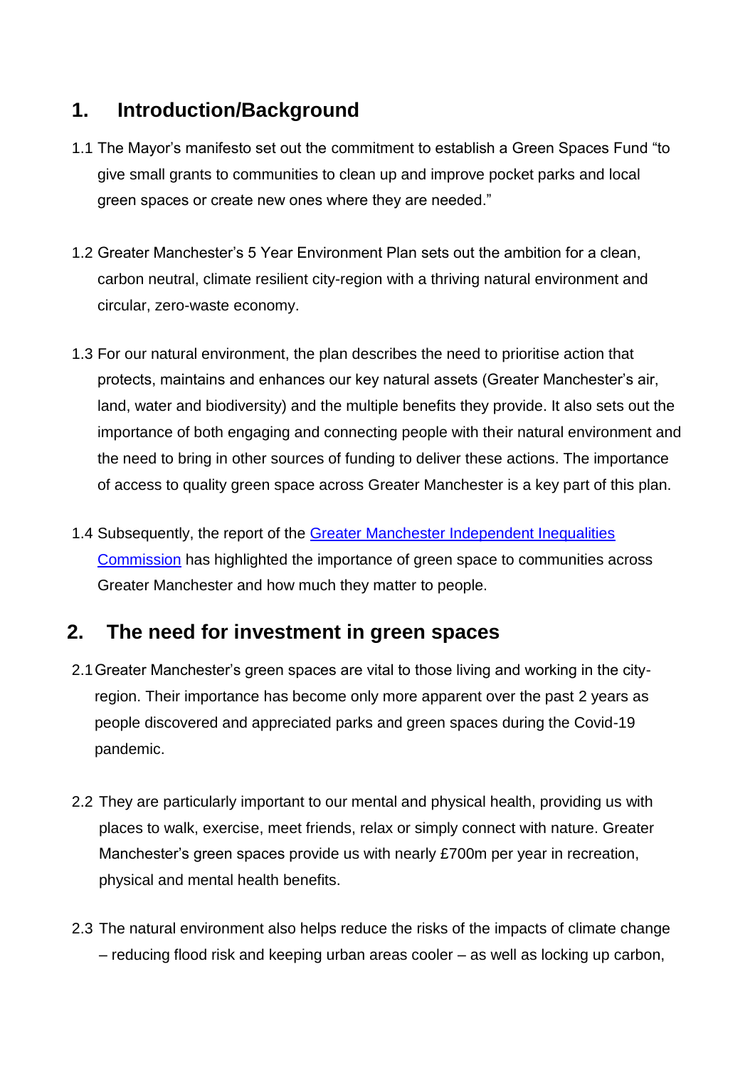## 1. Introduction/Background

1.1 The Mayor's manifesto set out the commitment to establish a Green Spaces Fund "to give small grants to communities to clean up and improve pocket parks and local green spaces or create new ones where they are needed."

1.2 Greater Manchester's 5 Year Environment Plan sets out the ambition for a clean, carbon neutral, climate resilient city-region with a thriving natural environment and circular, zero-waste economy.

1.3 For our natural environment, the plan describes the need to prioritise action that protects, maintains and enhances our key natural assets (Greater Manchester's air, land, water and biodiversity) and the multiple benefits they provide. It also sets out the importance of both engaging and connecting people with their natural environment and the need to bring in other sources of funding to deliver these actions. The importance of access to quality green space across Greater Manchester is a key part of this plan.

1.4 Subsequently, the report of the Greater Manchester Independent Inequalities Commission has highlighted the importance of green space to communities across Greater Manchester and how much they matter to people.

## 2. The need for investment in green spaces

2.1 Greater Manchester's green spaces are vital to those living and working in the city-region. Their importance has become only more apparent over the past 2 years as people discovered and appreciated parks and green spaces during the Covid-19 pandemic.

2.2 They are particularly important to our mental and physical health, providing us with places to walk, exercise, meet friends, relax or simply connect with nature. Greater Manchester's green spaces provide us with nearly £700m per year in recreation, physical and mental health benefits.

2.3 The natural environment also helps reduce the risks of the impacts of climate change – reducing flood risk and keeping urban areas cooler – as well as locking up carbon,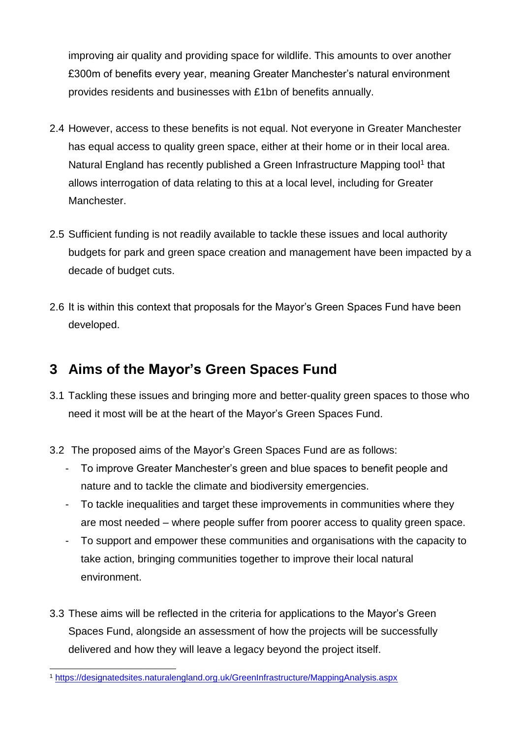improving air quality and providing space for wildlife. This amounts to over another £300m of benefits every year, meaning Greater Manchester's natural environment provides residents and businesses with £1bn of benefits annually.

2.4 However, access to these benefits is not equal. Not everyone in Greater Manchester has equal access to quality green space, either at their home or in their local area. Natural England has recently published a Green Infrastructure Mapping tool[1] that allows interrogation of data relating to this at a local level, including for Greater Manchester.

2.5 Sufficient funding is not readily available to tackle these issues and local authority budgets for park and green space creation and management have been impacted by a decade of budget cuts.

2.6 It is within this context that proposals for the Mayor's Green Spaces Fund have been developed.

## 3 Aims of the Mayor's Green Spaces Fund

3.1 Tackling these issues and bringing more and better-quality green spaces to those who need it most will be at the heart of the Mayor's Green Spaces Fund.

3.2 The proposed aims of the Mayor's Green Spaces Fund are as follows:

- To improve Greater Manchester's green and blue spaces to benefit people and nature and to tackle the climate and biodiversity emergencies.
- To tackle inequalities and target these improvements in communities where they are most needed – where people suffer from poorer access to quality green space.
- To support and empower these communities and organisations with the capacity to take action, bringing communities together to improve their local natural environment.

3.3 These aims will be reflected in the criteria for applications to the Mayor's Green Spaces Fund, alongside an assessment of how the projects will be successfully delivered and how they will leave a legacy beyond the project itself.

[1] https://designatedsites.naturalengland.org.uk/GreenInfrastructure/MappingAnalysis.aspx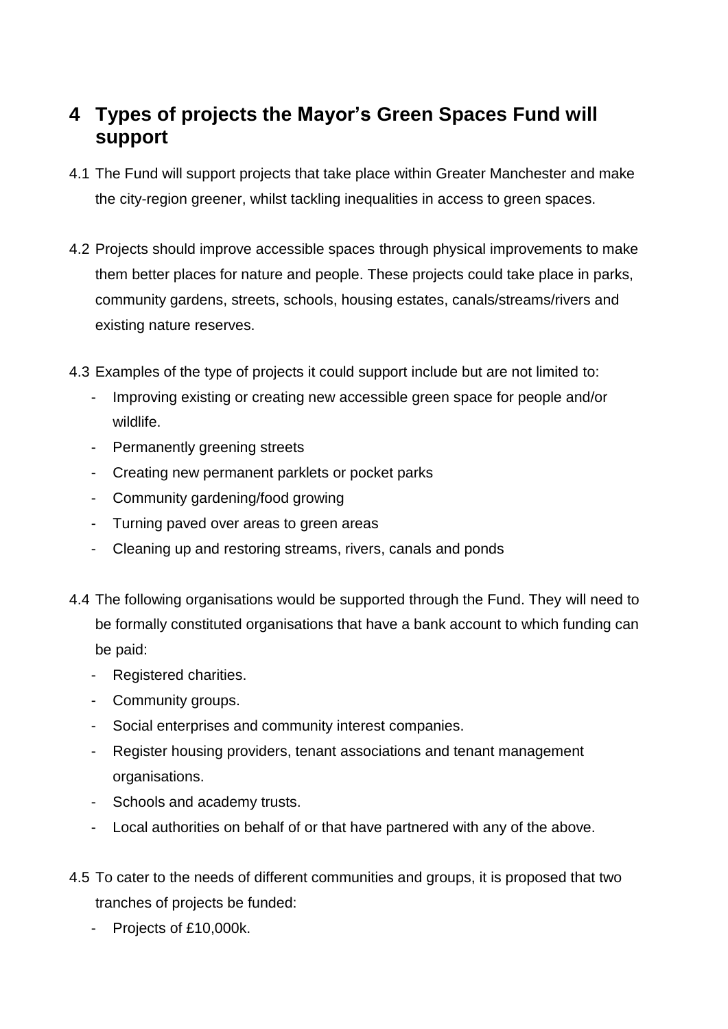# 4 Types of projects the Mayor's Green Spaces Fund will support

4.1 The Fund will support projects that take place within Greater Manchester and make the city-region greener, whilst tackling inequalities in access to green spaces.

4.2 Projects should improve accessible spaces through physical improvements to make them better places for nature and people. These projects could take place in parks, community gardens, streets, schools, housing estates, canals/streams/rivers and existing nature reserves.

4.3 Examples of the type of projects it could support include but are not limited to:

- Improving existing or creating new accessible green space for people and/or wildlife.
- Permanently greening streets
- Creating new permanent parklets or pocket parks
- Community gardening/food growing
- Turning paved over areas to green areas
- Cleaning up and restoring streams, rivers, canals and ponds

4.4 The following organisations would be supported through the Fund. They will need to be formally constituted organisations that have a bank account to which funding can be paid:

- Registered charities.
- Community groups.
- Social enterprises and community interest companies.
- Register housing providers, tenant associations and tenant management organisations.
- Schools and academy trusts.
- Local authorities on behalf of or that have partnered with any of the above.

4.5 To cater to the needs of different communities and groups, it is proposed that two tranches of projects be funded:

- Projects of £10,000k.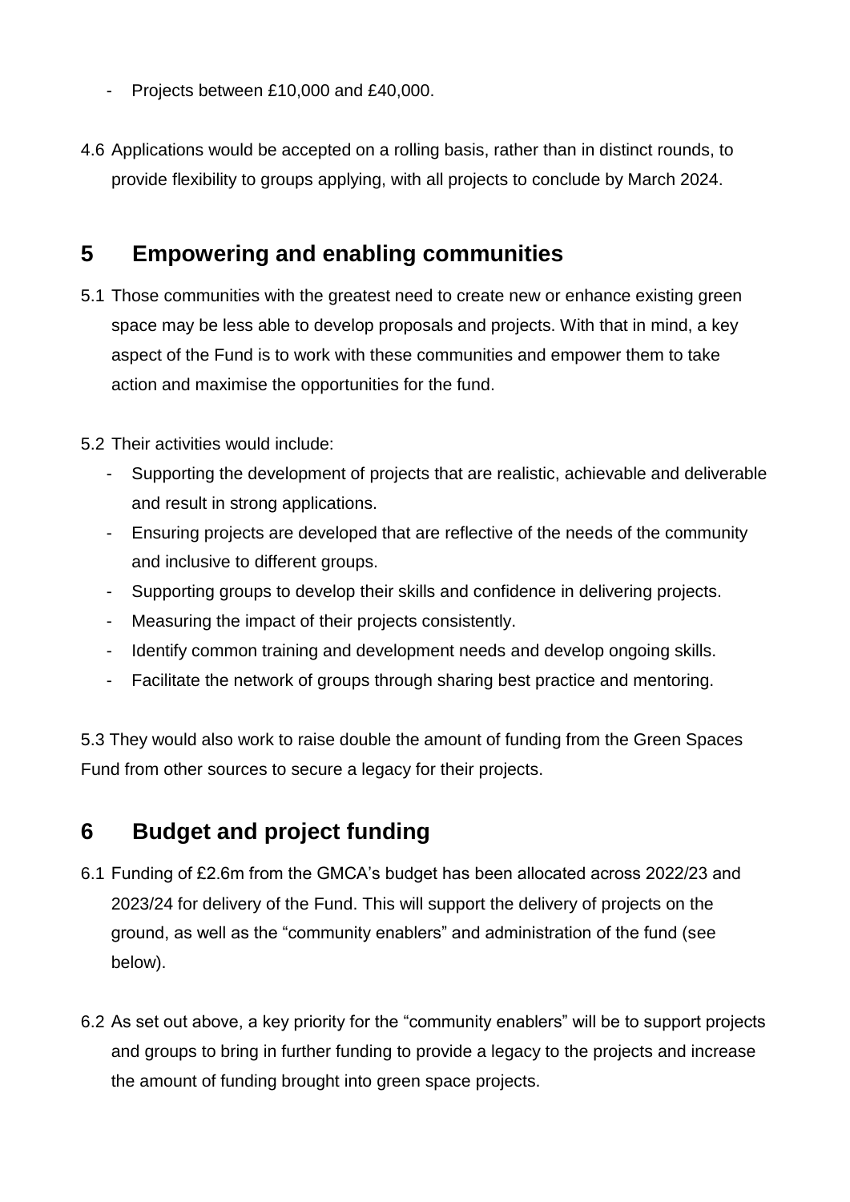- Projects between £10,000 and £40,000.

4.6 Applications would be accepted on a rolling basis, rather than in distinct rounds, to provide flexibility to groups applying, with all projects to conclude by March 2024.

## 5 Empowering and enabling communities

5.1 Those communities with the greatest need to create new or enhance existing green space may be less able to develop proposals and projects. With that in mind, a key aspect of the Fund is to work with these communities and empower them to take action and maximise the opportunities for the fund.

5.2 Their activities would include:

- Supporting the development of projects that are realistic, achievable and deliverable and result in strong applications.
- Ensuring projects are developed that are reflective of the needs of the community and inclusive to different groups.
- Supporting groups to develop their skills and confidence in delivering projects.
- Measuring the impact of their projects consistently.
- Identify common training and development needs and develop ongoing skills.
- Facilitate the network of groups through sharing best practice and mentoring.

5.3 They would also work to raise double the amount of funding from the Green Spaces Fund from other sources to secure a legacy for their projects.

## 6 Budget and project funding

6.1 Funding of £2.6m from the GMCA's budget has been allocated across 2022/23 and 2023/24 for delivery of the Fund. This will support the delivery of projects on the ground, as well as the "community enablers" and administration of the fund (see below).

6.2 As set out above, a key priority for the "community enablers" will be to support projects and groups to bring in further funding to provide a legacy to the projects and increase the amount of funding brought into green space projects.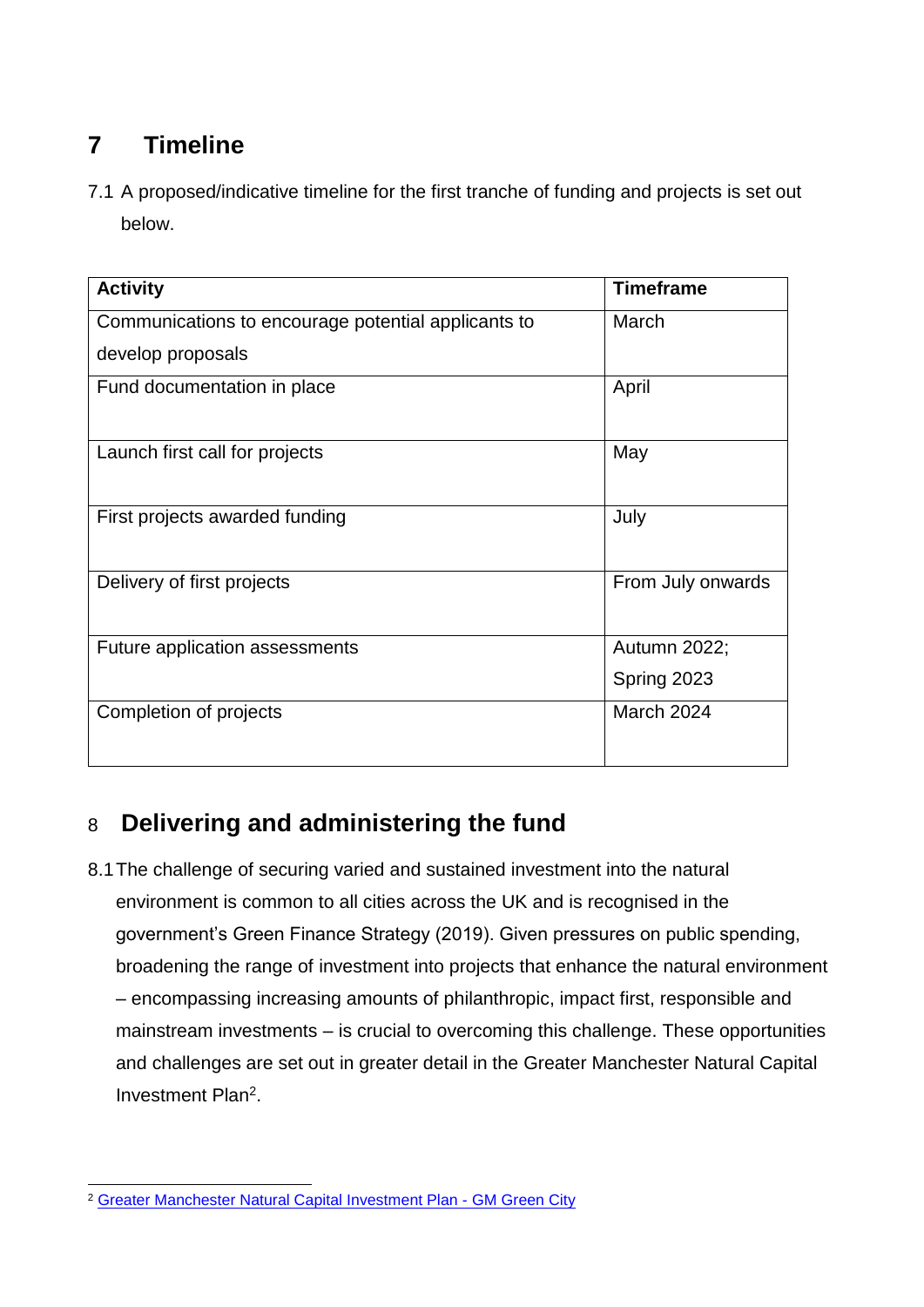## 7 Timeline

7.1 A proposed/indicative timeline for the first tranche of funding and projects is set out below.

| Activity | Timeframe |
|---|---|
| Communications to encourage potential applicants to develop proposals | March |
| Fund documentation in place | April |
| Launch first call for projects | May |
| First projects awarded funding | July |
| Delivery of first projects | From July onwards |
| Future application assessments | Autumn 2022; Spring 2023 |
| Completion of projects | March 2024 |

## 8 Delivering and administering the fund

8.1 The challenge of securing varied and sustained investment into the natural environment is common to all cities across the UK and is recognised in the government's Green Finance Strategy (2019). Given pressures on public spending, broadening the range of investment into projects that enhance the natural environment – encompassing increasing amounts of philanthropic, impact first, responsible and mainstream investments – is crucial to overcoming this challenge. These opportunities and challenges are set out in greater detail in the Greater Manchester Natural Capital Investment Plan[2].

[2] Greater Manchester Natural Capital Investment Plan - GM Green City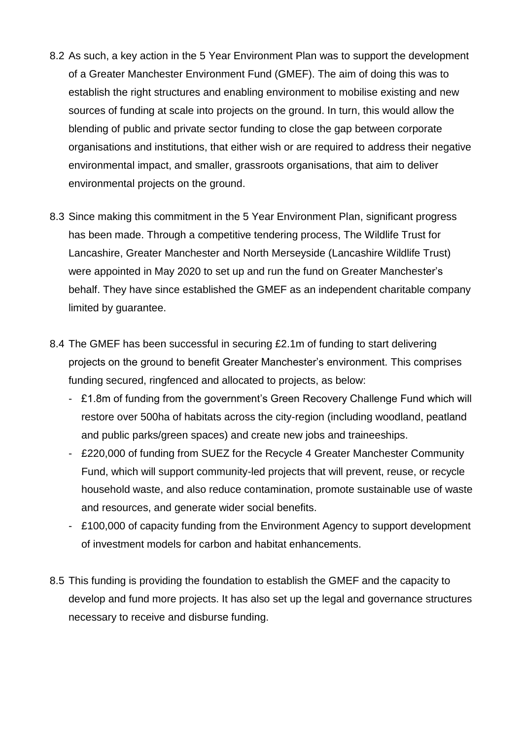8.2 As such, a key action in the 5 Year Environment Plan was to support the development of a Greater Manchester Environment Fund (GMEF). The aim of doing this was to establish the right structures and enabling environment to mobilise existing and new sources of funding at scale into projects on the ground. In turn, this would allow the blending of public and private sector funding to close the gap between corporate organisations and institutions, that either wish or are required to address their negative environmental impact, and smaller, grassroots organisations, that aim to deliver environmental projects on the ground.

8.3 Since making this commitment in the 5 Year Environment Plan, significant progress has been made. Through a competitive tendering process, The Wildlife Trust for Lancashire, Greater Manchester and North Merseyside (Lancashire Wildlife Trust) were appointed in May 2020 to set up and run the fund on Greater Manchester's behalf. They have since established the GMEF as an independent charitable company limited by guarantee.

8.4 The GMEF has been successful in securing £2.1m of funding to start delivering projects on the ground to benefit Greater Manchester's environment. This comprises funding secured, ringfenced and allocated to projects, as below:

- £1.8m of funding from the government's Green Recovery Challenge Fund which will restore over 500ha of habitats across the city-region (including woodland, peatland and public parks/green spaces) and create new jobs and traineeships.
- £220,000 of funding from SUEZ for the Recycle 4 Greater Manchester Community Fund, which will support community-led projects that will prevent, reuse, or recycle household waste, and also reduce contamination, promote sustainable use of waste and resources, and generate wider social benefits.
- £100,000 of capacity funding from the Environment Agency to support development of investment models for carbon and habitat enhancements.

8.5 This funding is providing the foundation to establish the GMEF and the capacity to develop and fund more projects. It has also set up the legal and governance structures necessary to receive and disburse funding.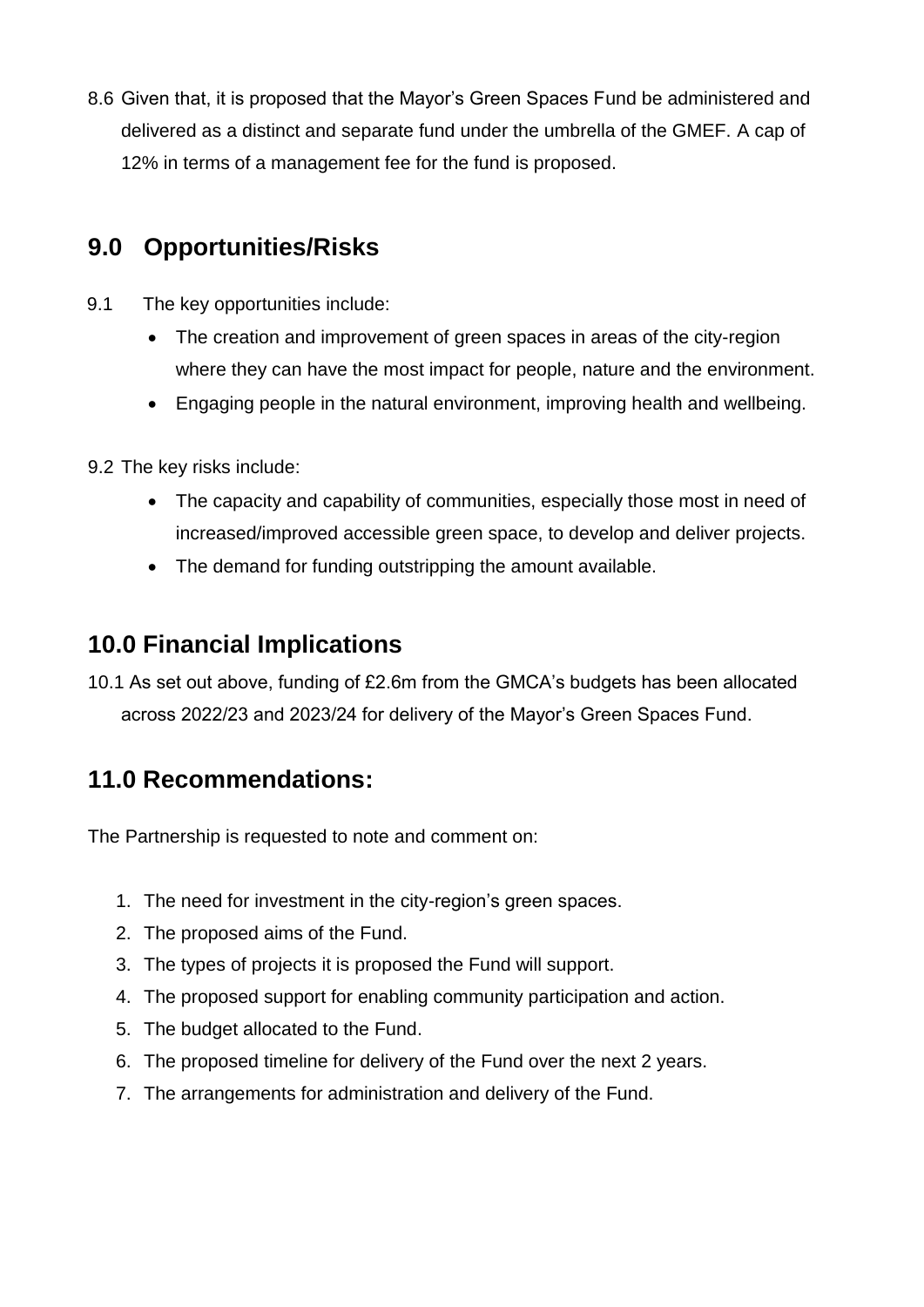8.6 Given that, it is proposed that the Mayor's Green Spaces Fund be administered and delivered as a distinct and separate fund under the umbrella of the GMEF. A cap of 12% in terms of a management fee for the fund is proposed.

## 9.0 Opportunities/Risks

9.1 The key opportunities include:

- The creation and improvement of green spaces in areas of the city-region where they can have the most impact for people, nature and the environment.
- Engaging people in the natural environment, improving health and wellbeing.

9.2 The key risks include:

- The capacity and capability of communities, especially those most in need of increased/improved accessible green space, to develop and deliver projects.
- The demand for funding outstripping the amount available.

## 10.0 Financial Implications

10.1 As set out above, funding of £2.6m from the GMCA's budgets has been allocated across 2022/23 and 2023/24 for delivery of the Mayor's Green Spaces Fund.

## 11.0 Recommendations:

The Partnership is requested to note and comment on:

1. The need for investment in the city-region's green spaces.
2. The proposed aims of the Fund.
3. The types of projects it is proposed the Fund will support.
4. The proposed support for enabling community participation and action.
5. The budget allocated to the Fund.
6. The proposed timeline for delivery of the Fund over the next 2 years.
7. The arrangements for administration and delivery of the Fund.